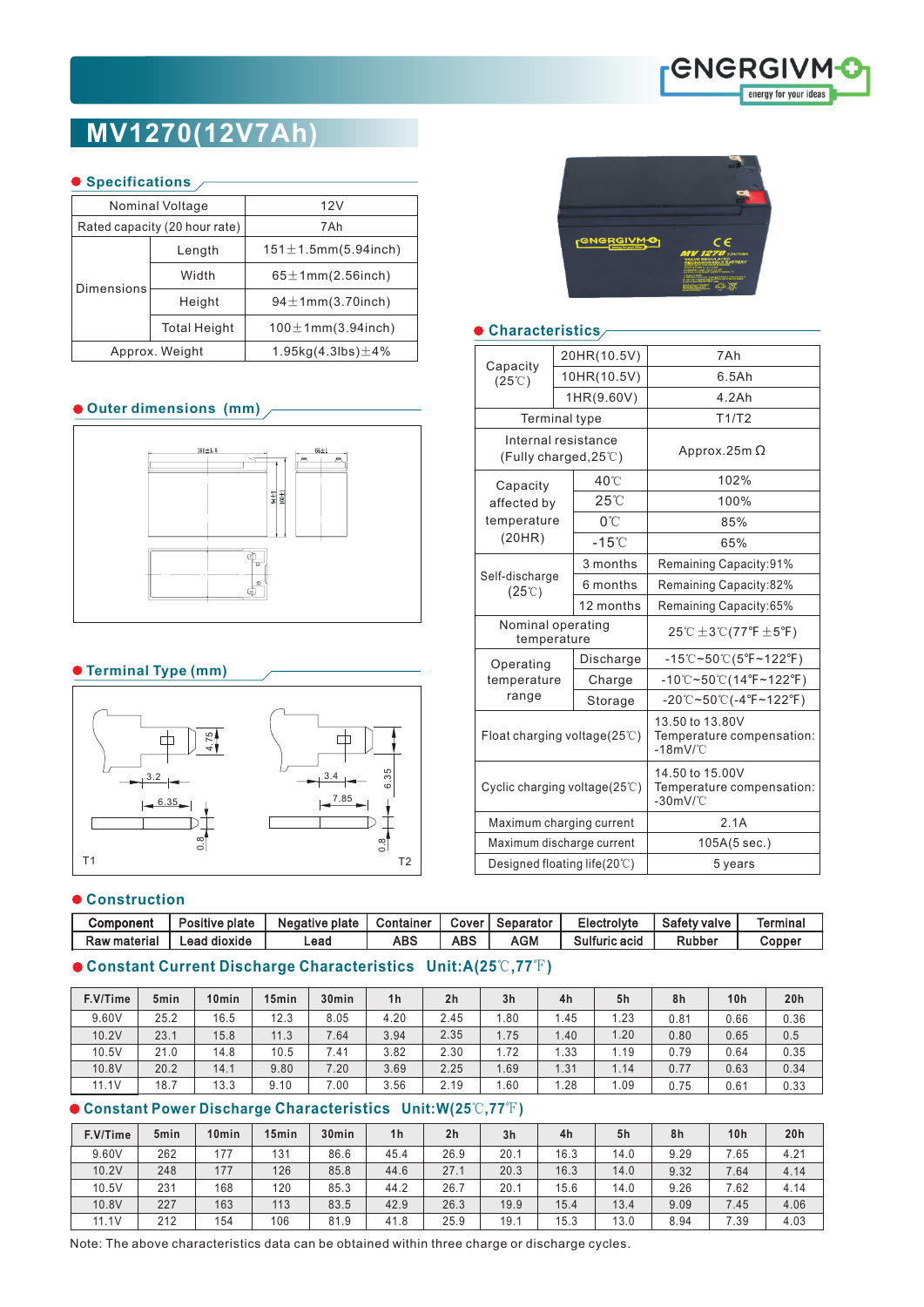# MV1270(12V7Ah)

## Specifications

| Nominal Voltage | | 12V |
|---|---|---|
| Rated capacity (20 hour rate) | | 7Ah |
| Dimensions | Length | 151±1.5mm(5.94inch) |
| | Width | 65±1mm(2.56inch) |
| | Height | 94±1mm(3.70inch) |
| | Total Height | 100±1mm(3.94inch) |
| Approx. Weight | | 1.95kg(4.3lbs)±4% |

## Outer dimensions (mm)

## Terminal Type (mm)

T1 T2

## Characteristics

| Capacity (25℃) | 20HR(10.5V) | 7Ah |
|---|---|---|
| | 10HR(10.5V) | 6.5Ah |
| | 1HR(9.60V) | 4.2Ah |
| Terminal type | | T1/T2 |
| Internal resistance (Fully charged,25℃) | | Approx.25m Ω |
| Capacity affected by temperature (20HR) | 40℃ | 102% |
| | 25℃ | 100% |
| | 0℃ | 85% |
| | -15℃ | 65% |
| Self-discharge (25℃) | 3 months | Remaining Capacity:91% |
| | 6 months | Remaining Capacity:82% |
| | 12 months | Remaining Capacity:65% |
| Nominal operating temperature | | 25℃±3℃(77℉±5℉) |
| Operating temperature range | Discharge | -15℃~50℃(5℉~122℉) |
| | Charge | -10℃~50℃(14℉~122℉) |
| | Storage | -20℃~50℃(-4℉~122℉) |
| Float charging voltage(25℃) | | 13.50 to 13.80V Temperature compensation: -18mV/℃ |
| Cyclic charging voltage(25℃) | | 14.50 to 15.00V Temperature compensation: -30mV/℃ |
| Maximum charging current | | 2.1A |
| Maximum discharge current | | 105A(5 sec.) |
| Designed floating life(20℃) | | 5 years |

## Construction

| Component | Positive plate | Negative plate | Container | Cover | Separator | Electrolyte | Safety valve | Terminal |
|---|---|---|---|---|---|---|---|---|
| Raw material | Lead dioxide | Lead | ABS | ABS | AGM | Sulfuric acid | Rubber | Copper |

## Constant Current Discharge Characteristics Unit:A(25℃,77℉)

| F.V/Time | 5min | 10min | 15min | 30min | 1h | 2h | 3h | 4h | 5h | 8h | 10h | 20h |
|---|---|---|---|---|---|---|---|---|---|---|---|---|
| 9.60V | 25.2 | 16.5 | 12.3 | 8.05 | 4.20 | 2.45 | 1.80 | 1.45 | 1.23 | 0.81 | 0.66 | 0.36 |
| 10.2V | 23.1 | 15.8 | 11.3 | 7.64 | 3.94 | 2.35 | 1.75 | 1.40 | 1.20 | 0.80 | 0.65 | 0.5 |
| 10.5V | 21.0 | 14.8 | 10.5 | 7.41 | 3.82 | 2.30 | 1.72 | 1.33 | 1.19 | 0.79 | 0.64 | 0.35 |
| 10.8V | 20.2 | 14.1 | 9.80 | 7.20 | 3.69 | 2.25 | 1.69 | 1.31 | 1.14 | 0.77 | 0.63 | 0.34 |
| 11.1V | 18.7 | 13.3 | 9.10 | 7.00 | 3.56 | 2.19 | 1.60 | 1.28 | 1.09 | 0.75 | 0.61 | 0.33 |

## Constant Power Discharge Characteristics Unit:W(25℃,77℉)

| F.V/Time | 5min | 10min | 15min | 30min | 1h | 2h | 3h | 4h | 5h | 8h | 10h | 20h |
|---|---|---|---|---|---|---|---|---|---|---|---|---|
| 9.60V | 262 | 177 | 131 | 86.6 | 45.4 | 26.9 | 20.1 | 16.3 | 14.0 | 9.29 | 7.65 | 4.21 |
| 10.2V | 248 | 177 | 126 | 85.8 | 44.6 | 27.1 | 20.3 | 16.3 | 14.0 | 9.32 | 7.64 | 4.14 |
| 10.5V | 231 | 168 | 120 | 85.3 | 44.2 | 26.7 | 20.1 | 15.6 | 14.0 | 9.26 | 7.62 | 4.14 |
| 10.8V | 227 | 163 | 113 | 83.5 | 42.9 | 26.3 | 19.9 | 15.4 | 13.4 | 9.09 | 7.45 | 4.06 |
| 11.1V | 212 | 154 | 106 | 81.9 | 41.8 | 25.9 | 19.1 | 15.3 | 13.0 | 8.94 | 7.39 | 4.03 |

Note: The above characteristics data can be obtained within three charge or discharge cycles.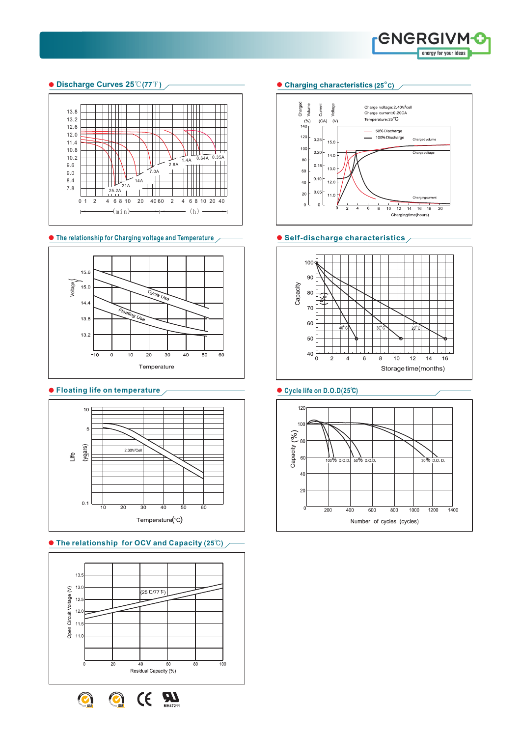ENERGIVM
energy for your ideas

## Discharge Curves 25℃(77℉)

13.8
13.2
12.6
12.0
11.4
10.8
10.2
9.6
9.0
8.4
7.8

0.35A
0.64A
1.4A
2.8A
7.0A
14A
21A
25.2A

0 1 2 4 6 8 10 20 40 60 2 4 6 8 10 20 40

(min) (h)

## Charging characteristics (25°C)

Charged Volume (%)
Current (CA)
Voltage (V)

Charge voltage:2.40V/cell
Charge current:0.20CA
Temperature:25℃

50% Discharge
100% Discharge

Chargedvolume
Chargevoltage
Chargingcurrent

140
120
100
80
60
40
20
0

0.25
0.20
0.15
0.10
0.05
0

15.0
14.0
13.0
12.0
11.0

0 2 4 6 8 10 12 14 16 18 20

Chargingtime(hours)

## The relationship for Charging voltage and Temperature

Voltage

15.6
15.0
14.4
13.8
13.2

Cycle Use
Floating Use

-10 0 10 20 30 40 50 60

Temperature

## Self-discharge characteristics

Capacity (%)

100
90
80
70
60
50
40

40°C
30°C
20°C

0 2 4 6 8 10 12 14 16

Storage time(months)

## Floating life on temperature

Life (years)

10
5
0.1

2.30V/Cell

10 20 30 40 50 60

Temperature(℃)

## Cycle life on D.O.D(25℃)

Capacity (%)

120
100
80
60
40
20
0

100% D.O.D.
50% D.O.D.
30% D.O.D.

200 400 600 800 1000 1200 1400

Number of cycles (cycles)

## The relationship for OCV and Capacity (25℃)

Open Circuit Voltage (V)

13.5
13.0
12.5
12.0
11.5
11.0

(25℃/77℉)

0 20 40 60 80 100

Residual Capacity (%)

MH47211